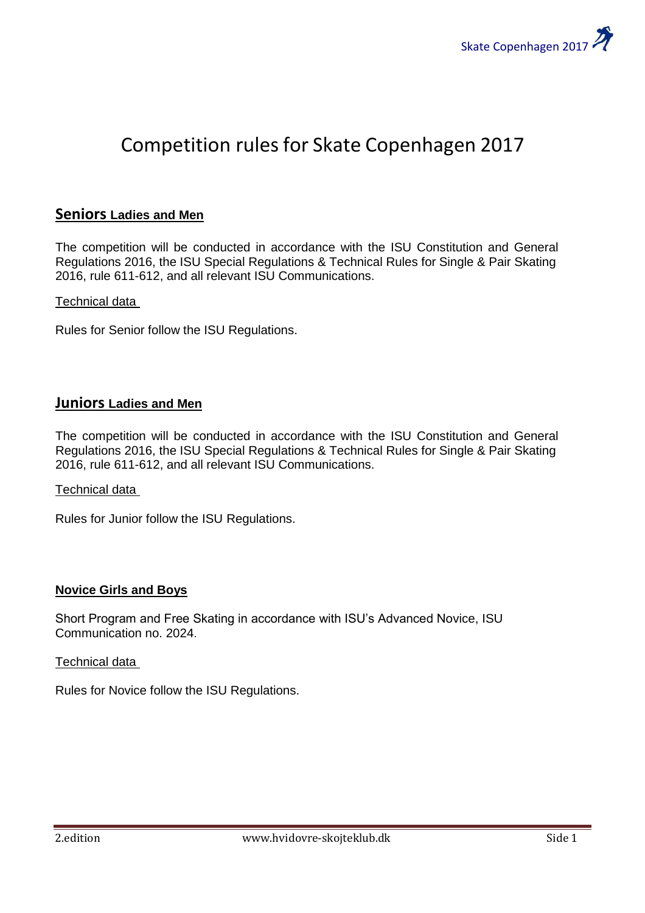# Competition rules for Skate Copenhagen 2017

## Seniors Ladies and Men

The competition will be conducted in accordance with the ISU Constitution and General Regulations 2016, the ISU Special Regulations & Technical Rules for Single & Pair Skating 2016, rule 611-612, and all relevant ISU Communications.

Technical data

Rules for Senior follow the ISU Regulations.

## Juniors Ladies and Men

The competition will be conducted in accordance with the ISU Constitution and General Regulations 2016, the ISU Special Regulations & Technical Rules for Single & Pair Skating 2016, rule 611-612, and all relevant ISU Communications.

Technical data

Rules for Junior follow the ISU Regulations.

## Novice Girls and Boys

Short Program and Free Skating in accordance with ISU's Advanced Novice, ISU Communication no. 2024.

Technical data

Rules for Novice follow the ISU Regulations.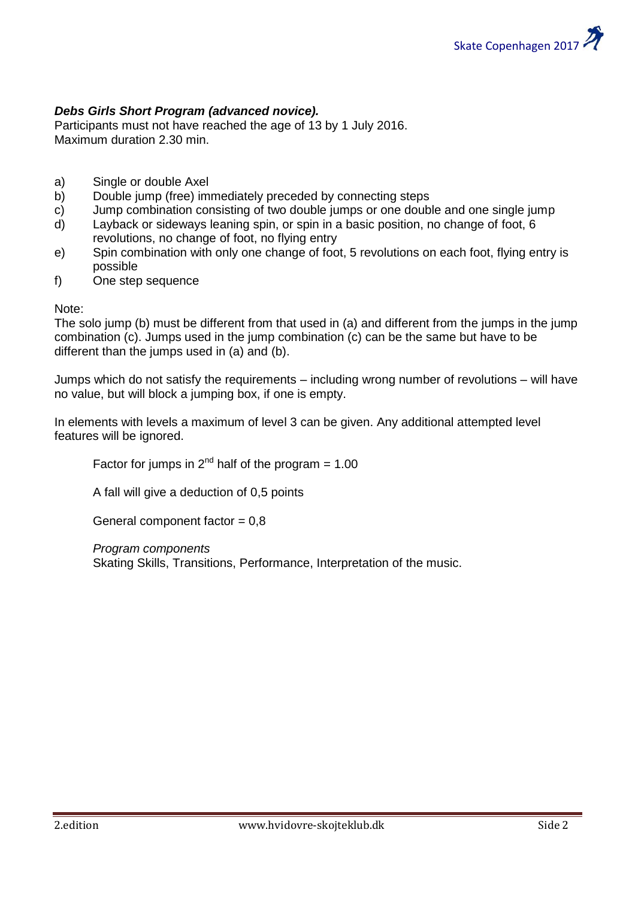***Debs Girls Short Program (advanced novice).***

Participants must not have reached the age of 13 by 1 July 2016.
Maximum duration 2.30 min.

a) Single or double Axel
b) Double jump (free) immediately preceded by connecting steps
c) Jump combination consisting of two double jumps or one double and one single jump
d) Layback or sideways leaning spin, or spin in a basic position, no change of foot, 6 revolutions, no change of foot, no flying entry
e) Spin combination with only one change of foot, 5 revolutions on each foot, flying entry is possible
f) One step sequence

Note:
The solo jump (b) must be different from that used in (a) and different from the jumps in the jump combination (c). Jumps used in the jump combination (c) can be the same but have to be different than the jumps used in (a) and (b).

Jumps which do not satisfy the requirements – including wrong number of revolutions – will have no value, but will block a jumping box, if one is empty.

In elements with levels a maximum of level 3 can be given. Any additional attempted level features will be ignored.

Factor for jumps in 2nd half of the program = 1.00

A fall will give a deduction of 0,5 points

General component factor = 0,8

*Program components*
Skating Skills, Transitions, Performance, Interpretation of the music.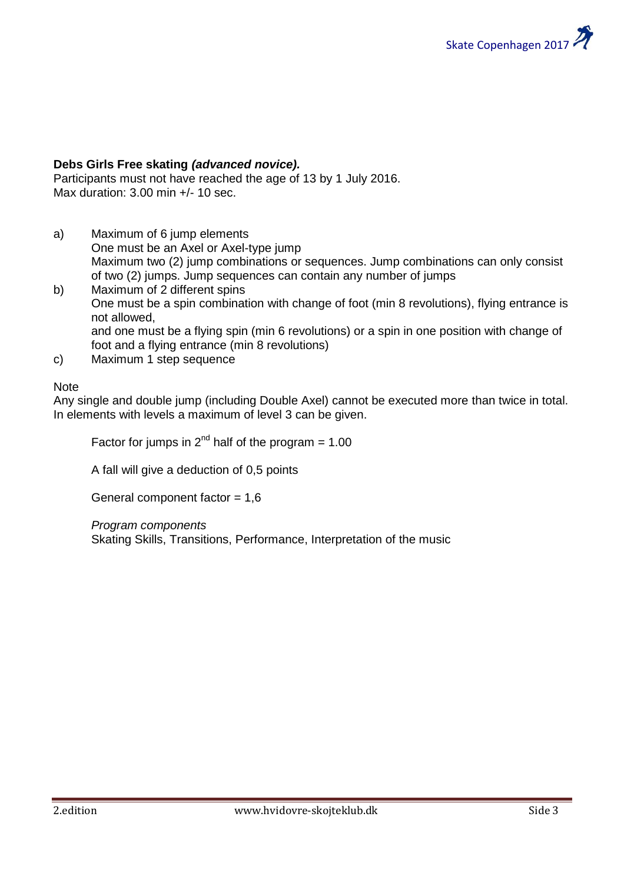**Debs Girls Free skating *(advanced novice).***
Participants must not have reached the age of 13 by 1 July 2016.
Max duration: 3.00 min +/- 10 sec.

a) Maximum of 6 jump elements
One must be an Axel or Axel-type jump
Maximum two (2) jump combinations or sequences. Jump combinations can only consist of two (2) jumps. Jump sequences can contain any number of jumps

b) Maximum of 2 different spins
One must be a spin combination with change of foot (min 8 revolutions), flying entrance is not allowed,
and one must be a flying spin (min 6 revolutions) or a spin in one position with change of foot and a flying entrance (min 8 revolutions)

c) Maximum 1 step sequence

Note
Any single and double jump (including Double Axel) cannot be executed more than twice in total.
In elements with levels a maximum of level 3 can be given.

Factor for jumps in 2nd half of the program = 1.00

A fall will give a deduction of 0,5 points

General component factor = 1,6

*Program components*
Skating Skills, Transitions, Performance, Interpretation of the music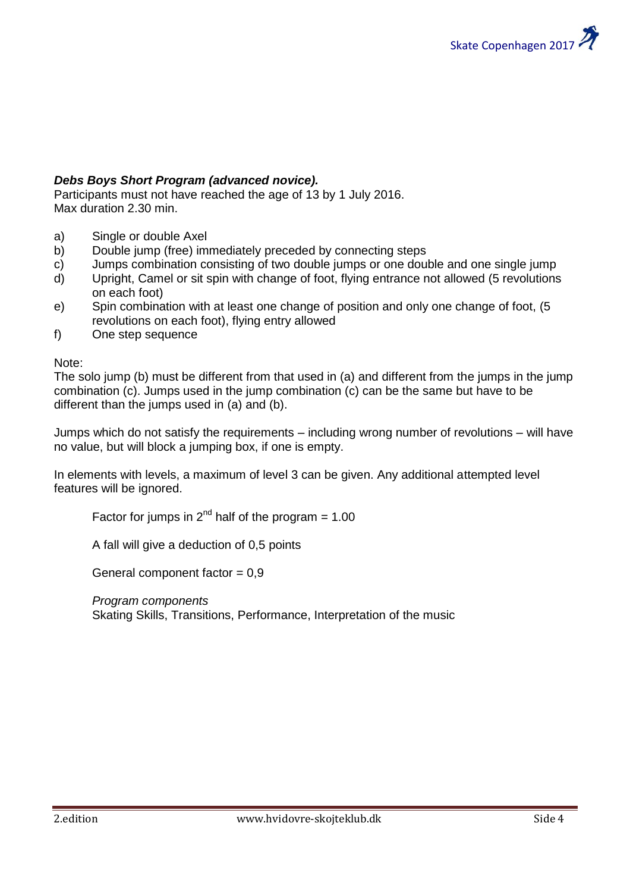***Debs Boys Short Program (advanced novice).***

Participants must not have reached the age of 13 by 1 July 2016.
Max duration 2.30 min.

a) Single or double Axel
b) Double jump (free) immediately preceded by connecting steps
c) Jumps combination consisting of two double jumps or one double and one single jump
d) Upright, Camel or sit spin with change of foot, flying entrance not allowed (5 revolutions on each foot)
e) Spin combination with at least one change of position and only one change of foot, (5 revolutions on each foot), flying entry allowed
f) One step sequence

Note:
The solo jump (b) must be different from that used in (a) and different from the jumps in the jump combination (c). Jumps used in the jump combination (c) can be the same but have to be different than the jumps used in (a) and (b).

Jumps which do not satisfy the requirements – including wrong number of revolutions – will have no value, but will block a jumping box, if one is empty.

In elements with levels, a maximum of level 3 can be given. Any additional attempted level features will be ignored.

Factor for jumps in 2nd half of the program = 1.00

A fall will give a deduction of 0,5 points

General component factor = 0,9

*Program components*
Skating Skills, Transitions, Performance, Interpretation of the music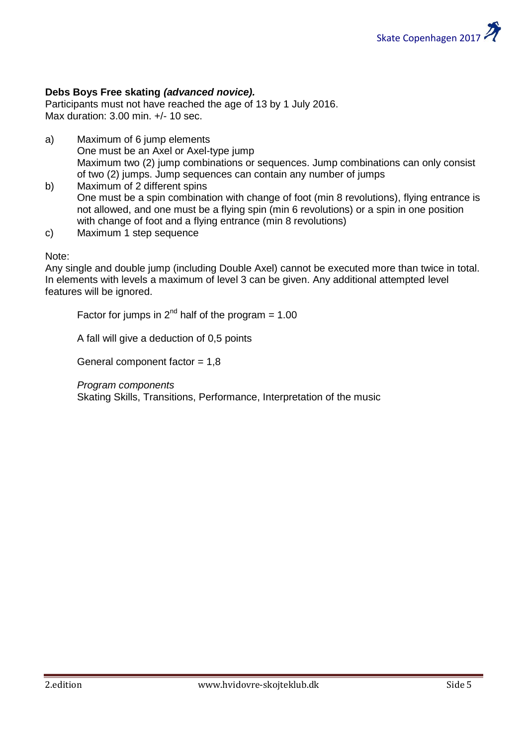**Debs Boys Free skating *(advanced novice).***

Participants must not have reached the age of 13 by 1 July 2016.
Max duration: 3.00 min. +/- 10 sec.

a) Maximum of 6 jump elements
   One must be an Axel or Axel-type jump
   Maximum two (2) jump combinations or sequences. Jump combinations can only consist of two (2) jumps. Jump sequences can contain any number of jumps

b) Maximum of 2 different spins
   One must be a spin combination with change of foot (min 8 revolutions), flying entrance is not allowed, and one must be a flying spin (min 6 revolutions) or a spin in one position with change of foot and a flying entrance (min 8 revolutions)

c) Maximum 1 step sequence

Note:
Any single and double jump (including Double Axel) cannot be executed more than twice in total.
In elements with levels a maximum of level 3 can be given. Any additional attempted level features will be ignored.

Factor for jumps in $2^{nd}$ half of the program = 1.00

A fall will give a deduction of 0,5 points

General component factor = 1,8

*Program components*
Skating Skills, Transitions, Performance, Interpretation of the music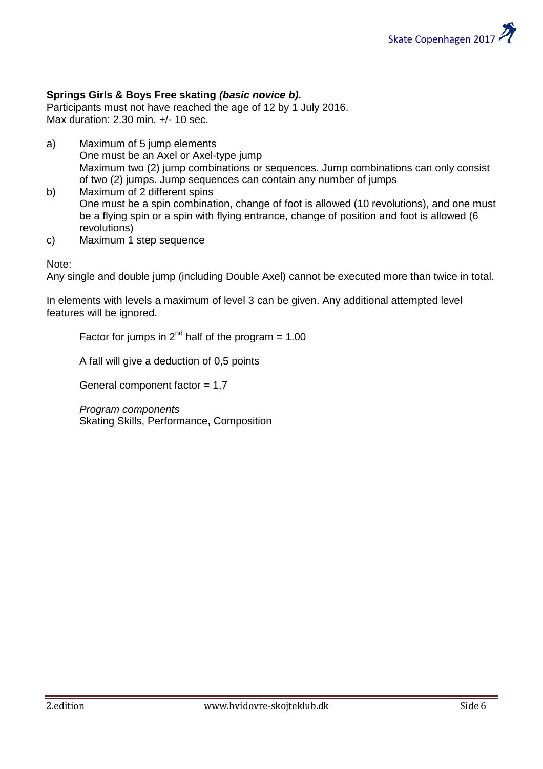**Springs Girls & Boys Free skating *(basic novice b).***

Participants must not have reached the age of 12 by 1 July 2016.
Max duration: 2.30 min. +/- 10 sec.

a) Maximum of 5 jump elements
   One must be an Axel or Axel-type jump
   Maximum two (2) jump combinations or sequences. Jump combinations can only consist of two (2) jumps. Jump sequences can contain any number of jumps
b) Maximum of 2 different spins
   One must be a spin combination, change of foot is allowed (10 revolutions), and one must be a flying spin or a spin with flying entrance, change of position and foot is allowed (6 revolutions)
c) Maximum 1 step sequence

Note:
Any single and double jump (including Double Axel) cannot be executed more than twice in total.

In elements with levels a maximum of level 3 can be given. Any additional attempted level features will be ignored.

Factor for jumps in 2$^{nd}$ half of the program = 1.00

A fall will give a deduction of 0,5 points

General component factor = 1,7

*Program components*
Skating Skills, Performance, Composition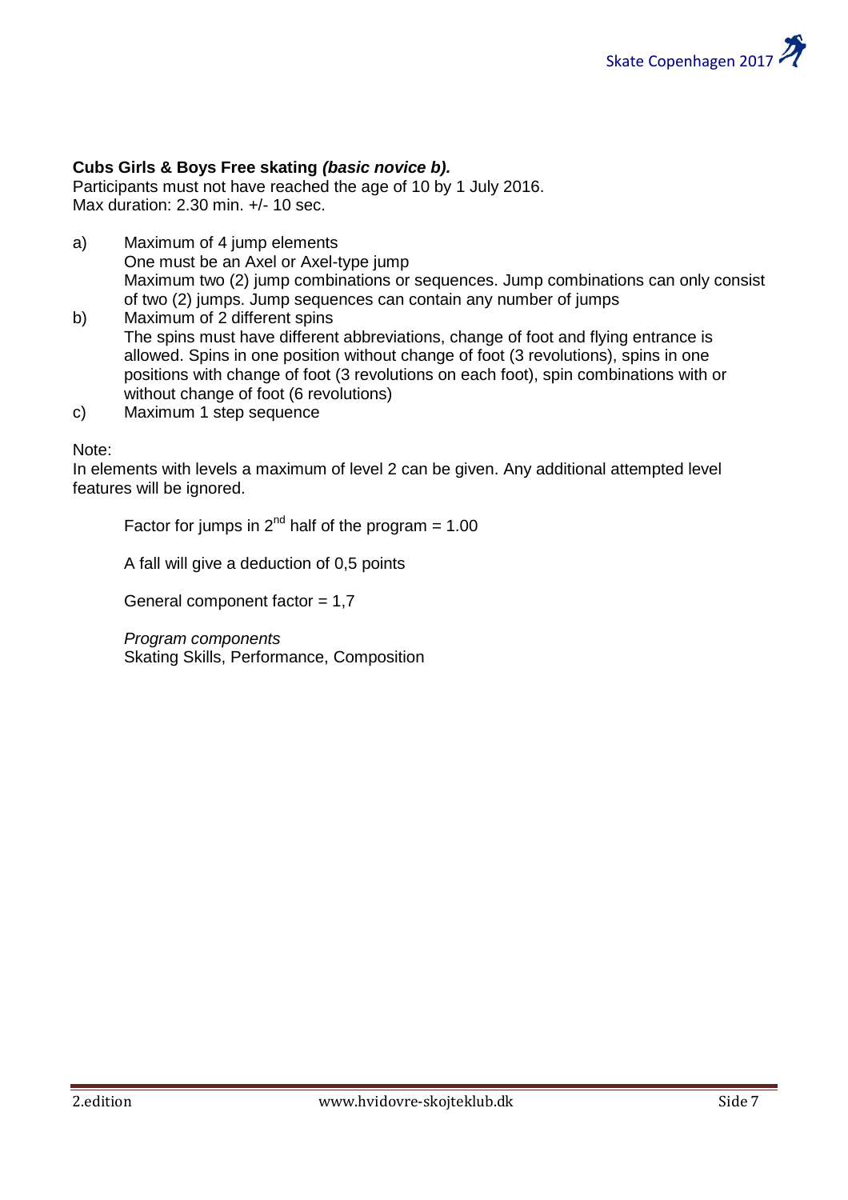**Cubs Girls & Boys Free skating *(basic novice b).***
Participants must not have reached the age of 10 by 1 July 2016.
Max duration: 2.30 min. +/- 10 sec.

a) Maximum of 4 jump elements
One must be an Axel or Axel-type jump
Maximum two (2) jump combinations or sequences. Jump combinations can only consist of two (2) jumps. Jump sequences can contain any number of jumps

b) Maximum of 2 different spins
The spins must have different abbreviations, change of foot and flying entrance is allowed. Spins in one position without change of foot (3 revolutions), spins in one positions with change of foot (3 revolutions on each foot), spin combinations with or without change of foot (6 revolutions)

c) Maximum 1 step sequence

Note:
In elements with levels a maximum of level 2 can be given. Any additional attempted level features will be ignored.

Factor for jumps in 2nd half of the program = 1.00

A fall will give a deduction of 0,5 points

General component factor = 1,7

*Program components*
Skating Skills, Performance, Composition